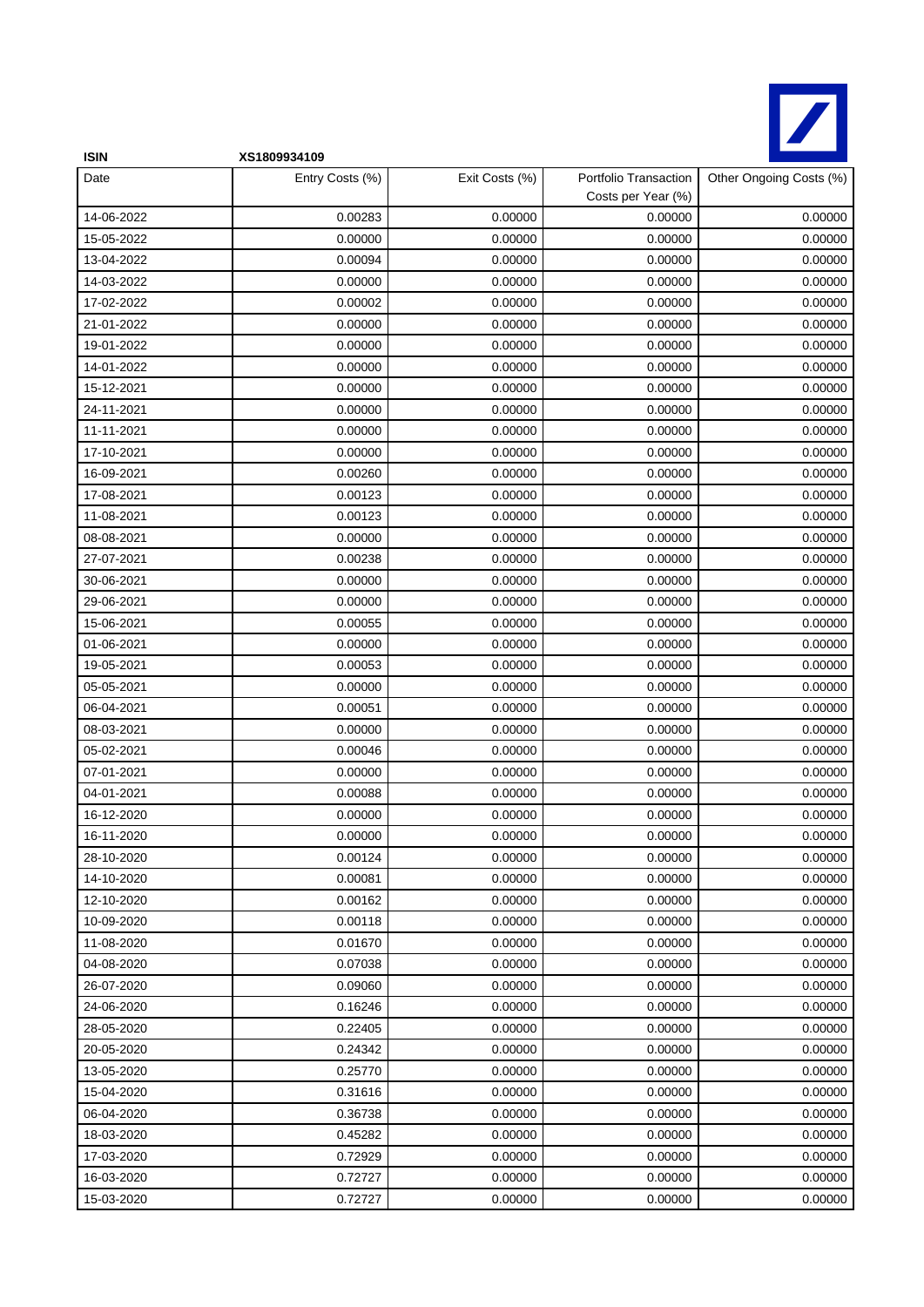**ISIN** **XS1809934109**

| Date | Entry Costs (%) | Exit Costs (%) | Portfolio Transaction Costs per Year (%) | Other Ongoing Costs (%) |
|---|---|---|---|---|
| 14-06-2022 | 0.00283 | 0.00000 | 0.00000 | 0.00000 |
| 15-05-2022 | 0.00000 | 0.00000 | 0.00000 | 0.00000 |
| 13-04-2022 | 0.00094 | 0.00000 | 0.00000 | 0.00000 |
| 14-03-2022 | 0.00000 | 0.00000 | 0.00000 | 0.00000 |
| 17-02-2022 | 0.00002 | 0.00000 | 0.00000 | 0.00000 |
| 21-01-2022 | 0.00000 | 0.00000 | 0.00000 | 0.00000 |
| 19-01-2022 | 0.00000 | 0.00000 | 0.00000 | 0.00000 |
| 14-01-2022 | 0.00000 | 0.00000 | 0.00000 | 0.00000 |
| 15-12-2021 | 0.00000 | 0.00000 | 0.00000 | 0.00000 |
| 24-11-2021 | 0.00000 | 0.00000 | 0.00000 | 0.00000 |
| 11-11-2021 | 0.00000 | 0.00000 | 0.00000 | 0.00000 |
| 17-10-2021 | 0.00000 | 0.00000 | 0.00000 | 0.00000 |
| 16-09-2021 | 0.00260 | 0.00000 | 0.00000 | 0.00000 |
| 17-08-2021 | 0.00123 | 0.00000 | 0.00000 | 0.00000 |
| 11-08-2021 | 0.00123 | 0.00000 | 0.00000 | 0.00000 |
| 08-08-2021 | 0.00000 | 0.00000 | 0.00000 | 0.00000 |
| 27-07-2021 | 0.00238 | 0.00000 | 0.00000 | 0.00000 |
| 30-06-2021 | 0.00000 | 0.00000 | 0.00000 | 0.00000 |
| 29-06-2021 | 0.00000 | 0.00000 | 0.00000 | 0.00000 |
| 15-06-2021 | 0.00055 | 0.00000 | 0.00000 | 0.00000 |
| 01-06-2021 | 0.00000 | 0.00000 | 0.00000 | 0.00000 |
| 19-05-2021 | 0.00053 | 0.00000 | 0.00000 | 0.00000 |
| 05-05-2021 | 0.00000 | 0.00000 | 0.00000 | 0.00000 |
| 06-04-2021 | 0.00051 | 0.00000 | 0.00000 | 0.00000 |
| 08-03-2021 | 0.00000 | 0.00000 | 0.00000 | 0.00000 |
| 05-02-2021 | 0.00046 | 0.00000 | 0.00000 | 0.00000 |
| 07-01-2021 | 0.00000 | 0.00000 | 0.00000 | 0.00000 |
| 04-01-2021 | 0.00088 | 0.00000 | 0.00000 | 0.00000 |
| 16-12-2020 | 0.00000 | 0.00000 | 0.00000 | 0.00000 |
| 16-11-2020 | 0.00000 | 0.00000 | 0.00000 | 0.00000 |
| 28-10-2020 | 0.00124 | 0.00000 | 0.00000 | 0.00000 |
| 14-10-2020 | 0.00081 | 0.00000 | 0.00000 | 0.00000 |
| 12-10-2020 | 0.00162 | 0.00000 | 0.00000 | 0.00000 |
| 10-09-2020 | 0.00118 | 0.00000 | 0.00000 | 0.00000 |
| 11-08-2020 | 0.01670 | 0.00000 | 0.00000 | 0.00000 |
| 04-08-2020 | 0.07038 | 0.00000 | 0.00000 | 0.00000 |
| 26-07-2020 | 0.09060 | 0.00000 | 0.00000 | 0.00000 |
| 24-06-2020 | 0.16246 | 0.00000 | 0.00000 | 0.00000 |
| 28-05-2020 | 0.22405 | 0.00000 | 0.00000 | 0.00000 |
| 20-05-2020 | 0.24342 | 0.00000 | 0.00000 | 0.00000 |
| 13-05-2020 | 0.25770 | 0.00000 | 0.00000 | 0.00000 |
| 15-04-2020 | 0.31616 | 0.00000 | 0.00000 | 0.00000 |
| 06-04-2020 | 0.36738 | 0.00000 | 0.00000 | 0.00000 |
| 18-03-2020 | 0.45282 | 0.00000 | 0.00000 | 0.00000 |
| 17-03-2020 | 0.72929 | 0.00000 | 0.00000 | 0.00000 |
| 16-03-2020 | 0.72727 | 0.00000 | 0.00000 | 0.00000 |
| 15-03-2020 | 0.72727 | 0.00000 | 0.00000 | 0.00000 |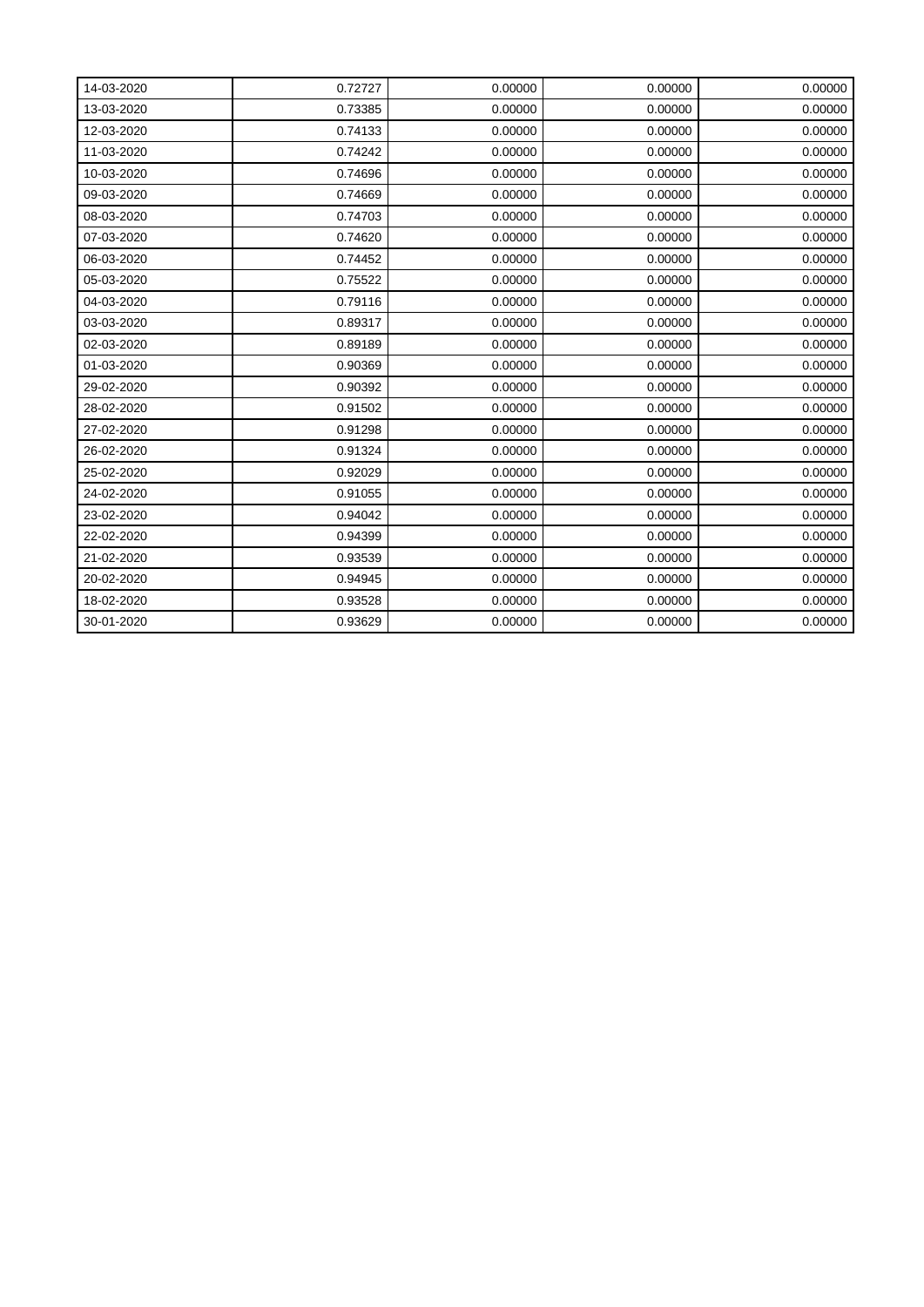| | | | | |
|---|---|---|---|---|
| 14-03-2020 | 0.72727 | 0.00000 | 0.00000 | 0.00000 |
| 13-03-2020 | 0.73385 | 0.00000 | 0.00000 | 0.00000 |
| 12-03-2020 | 0.74133 | 0.00000 | 0.00000 | 0.00000 |
| 11-03-2020 | 0.74242 | 0.00000 | 0.00000 | 0.00000 |
| 10-03-2020 | 0.74696 | 0.00000 | 0.00000 | 0.00000 |
| 09-03-2020 | 0.74669 | 0.00000 | 0.00000 | 0.00000 |
| 08-03-2020 | 0.74703 | 0.00000 | 0.00000 | 0.00000 |
| 07-03-2020 | 0.74620 | 0.00000 | 0.00000 | 0.00000 |
| 06-03-2020 | 0.74452 | 0.00000 | 0.00000 | 0.00000 |
| 05-03-2020 | 0.75522 | 0.00000 | 0.00000 | 0.00000 |
| 04-03-2020 | 0.79116 | 0.00000 | 0.00000 | 0.00000 |
| 03-03-2020 | 0.89317 | 0.00000 | 0.00000 | 0.00000 |
| 02-03-2020 | 0.89189 | 0.00000 | 0.00000 | 0.00000 |
| 01-03-2020 | 0.90369 | 0.00000 | 0.00000 | 0.00000 |
| 29-02-2020 | 0.90392 | 0.00000 | 0.00000 | 0.00000 |
| 28-02-2020 | 0.91502 | 0.00000 | 0.00000 | 0.00000 |
| 27-02-2020 | 0.91298 | 0.00000 | 0.00000 | 0.00000 |
| 26-02-2020 | 0.91324 | 0.00000 | 0.00000 | 0.00000 |
| 25-02-2020 | 0.92029 | 0.00000 | 0.00000 | 0.00000 |
| 24-02-2020 | 0.91055 | 0.00000 | 0.00000 | 0.00000 |
| 23-02-2020 | 0.94042 | 0.00000 | 0.00000 | 0.00000 |
| 22-02-2020 | 0.94399 | 0.00000 | 0.00000 | 0.00000 |
| 21-02-2020 | 0.93539 | 0.00000 | 0.00000 | 0.00000 |
| 20-02-2020 | 0.94945 | 0.00000 | 0.00000 | 0.00000 |
| 18-02-2020 | 0.93528 | 0.00000 | 0.00000 | 0.00000 |
| 30-01-2020 | 0.93629 | 0.00000 | 0.00000 | 0.00000 |